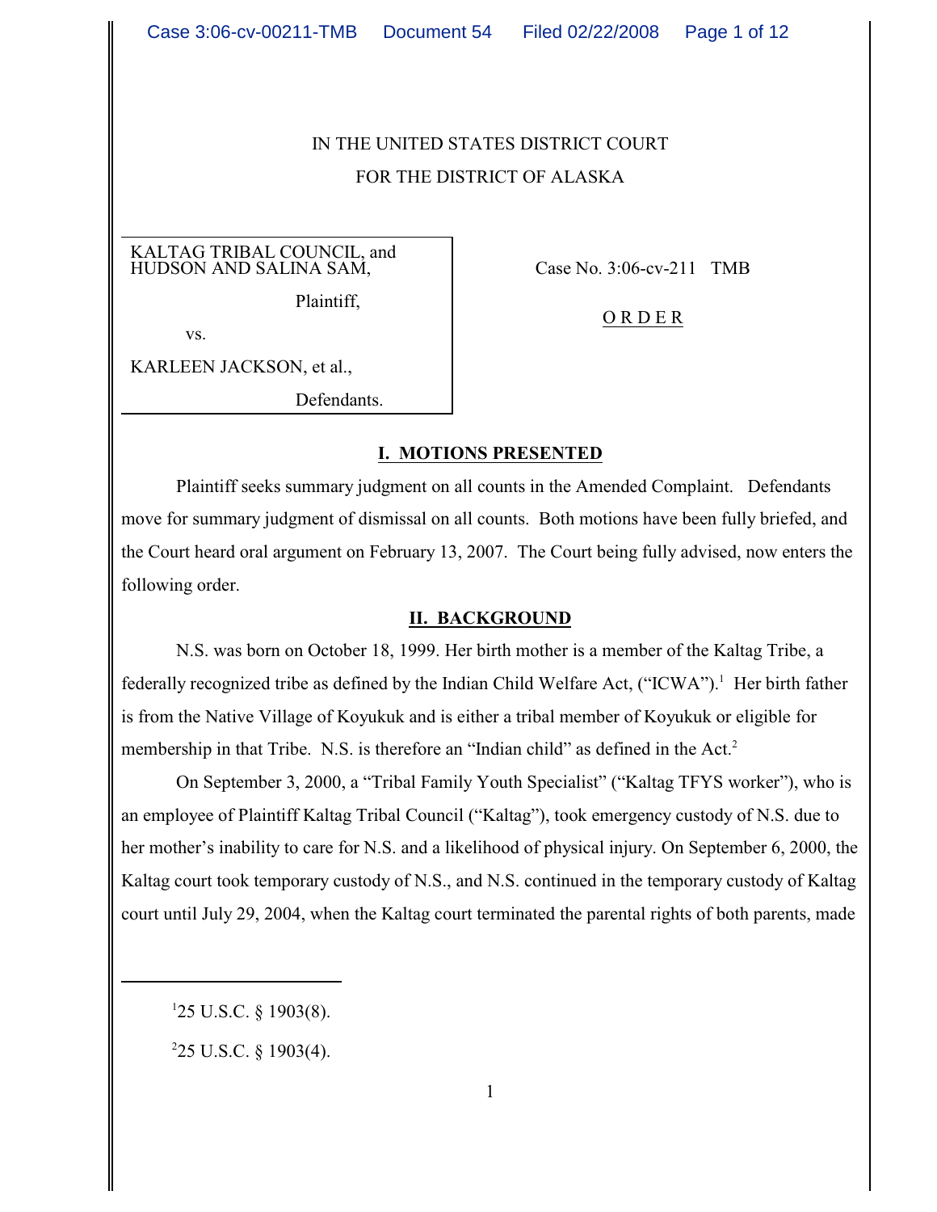IN THE UNITED STATES DISTRICT COURT

FOR THE DISTRICT OF ALASKA

| | |
|---|---|
| KALTAG TRIBAL COUNCIL, and HUDSON AND SALINA SAM, Plaintiff, vs. KARLEEN JACKSON, et al., Defendants. | Case No. 3:06-cv-211 TMB **O R D E R** |

## I. MOTIONS PRESENTED

Plaintiff seeks summary judgment on all counts in the Amended Complaint. Defendants move for summary judgment of dismissal on all counts. Both motions have been fully briefed, and the Court heard oral argument on February 13, 2007. The Court being fully advised, now enters the following order.

## II. BACKGROUND

N.S. was born on October 18, 1999. Her birth mother is a member of the Kaltag Tribe, a federally recognized tribe as defined by the Indian Child Welfare Act, ("ICWA").[1] Her birth father is from the Native Village of Koyukuk and is either a tribal member of Koyukuk or eligible for membership in that Tribe. N.S. is therefore an "Indian child" as defined in the Act.[2]

On September 3, 2000, a "Tribal Family Youth Specialist" ("Kaltag TFYS worker"), who is an employee of Plaintiff Kaltag Tribal Council ("Kaltag"), took emergency custody of N.S. due to her mother's inability to care for N.S. and a likelihood of physical injury. On September 6, 2000, the Kaltag court took temporary custody of N.S., and N.S. continued in the temporary custody of Kaltag court until July 29, 2004, when the Kaltag court terminated the parental rights of both parents, made

---

[1] 25 U.S.C. § 1903(8).

[2] 25 U.S.C. § 1903(4).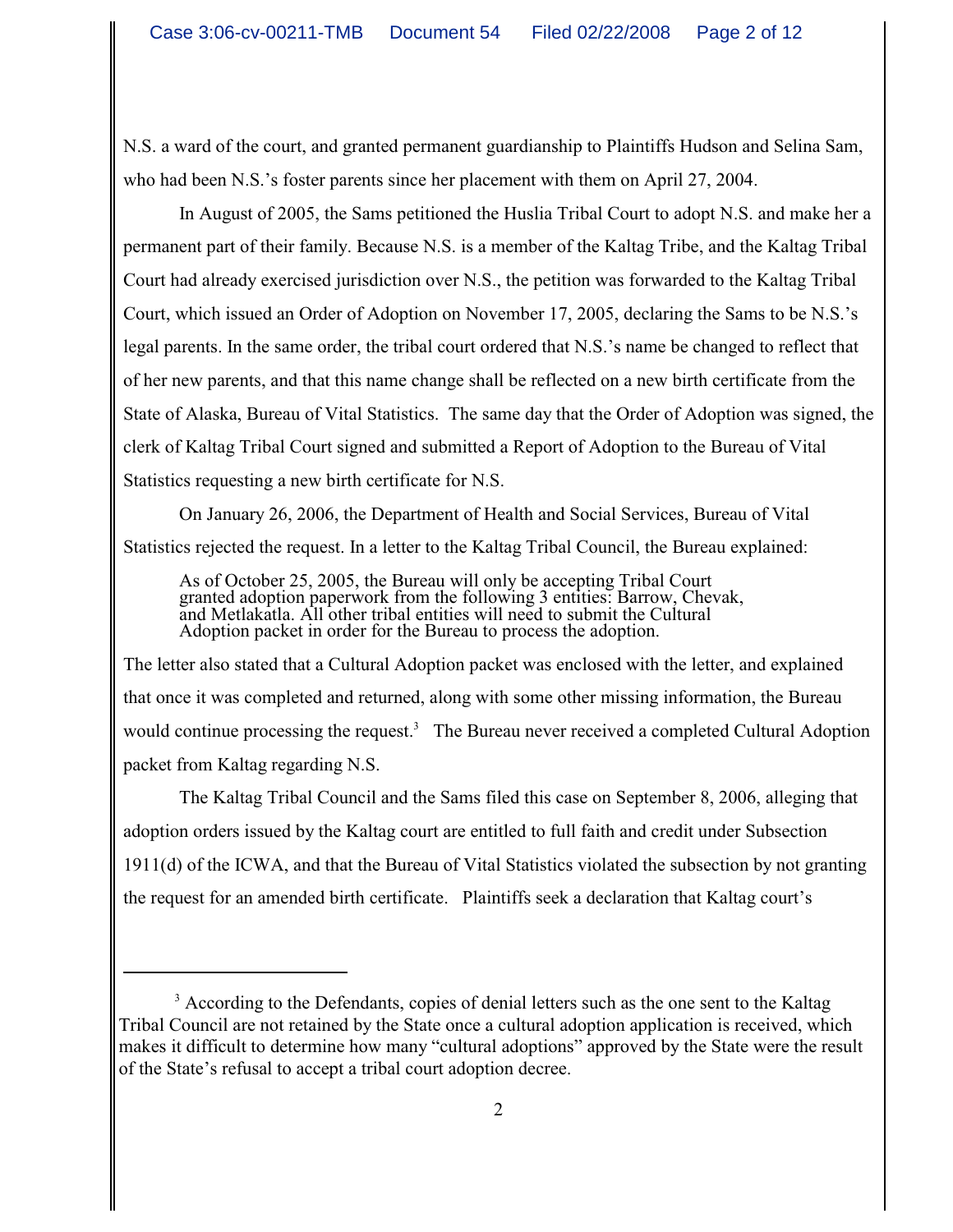N.S. a ward of the court, and granted permanent guardianship to Plaintiffs Hudson and Selina Sam, who had been N.S.'s foster parents since her placement with them on April 27, 2004.

In August of 2005, the Sams petitioned the Huslia Tribal Court to adopt N.S. and make her a permanent part of their family. Because N.S. is a member of the Kaltag Tribe, and the Kaltag Tribal Court had already exercised jurisdiction over N.S., the petition was forwarded to the Kaltag Tribal Court, which issued an Order of Adoption on November 17, 2005, declaring the Sams to be N.S.'s legal parents. In the same order, the tribal court ordered that N.S.'s name be changed to reflect that of her new parents, and that this name change shall be reflected on a new birth certificate from the State of Alaska, Bureau of Vital Statistics. The same day that the Order of Adoption was signed, the clerk of Kaltag Tribal Court signed and submitted a Report of Adoption to the Bureau of Vital Statistics requesting a new birth certificate for N.S.

On January 26, 2006, the Department of Health and Social Services, Bureau of Vital Statistics rejected the request. In a letter to the Kaltag Tribal Council, the Bureau explained:

> As of October 25, 2005, the Bureau will only be accepting Tribal Court granted adoption paperwork from the following 3 entities: Barrow, Chevak, and Metlakatla. All other tribal entities will need to submit the Cultural Adoption packet in order for the Bureau to process the adoption.

The letter also stated that a Cultural Adoption packet was enclosed with the letter, and explained that once it was completed and returned, along with some other missing information, the Bureau would continue processing the request.[3] The Bureau never received a completed Cultural Adoption packet from Kaltag regarding N.S.

The Kaltag Tribal Council and the Sams filed this case on September 8, 2006, alleging that adoption orders issued by the Kaltag court are entitled to full faith and credit under Subsection 1911(d) of the ICWA, and that the Bureau of Vital Statistics violated the subsection by not granting the request for an amended birth certificate. Plaintiffs seek a declaration that Kaltag court's

---

[3] According to the Defendants, copies of denial letters such as the one sent to the Kaltag Tribal Council are not retained by the State once a cultural adoption application is received, which makes it difficult to determine how many "cultural adoptions" approved by the State were the result of the State's refusal to accept a tribal court adoption decree.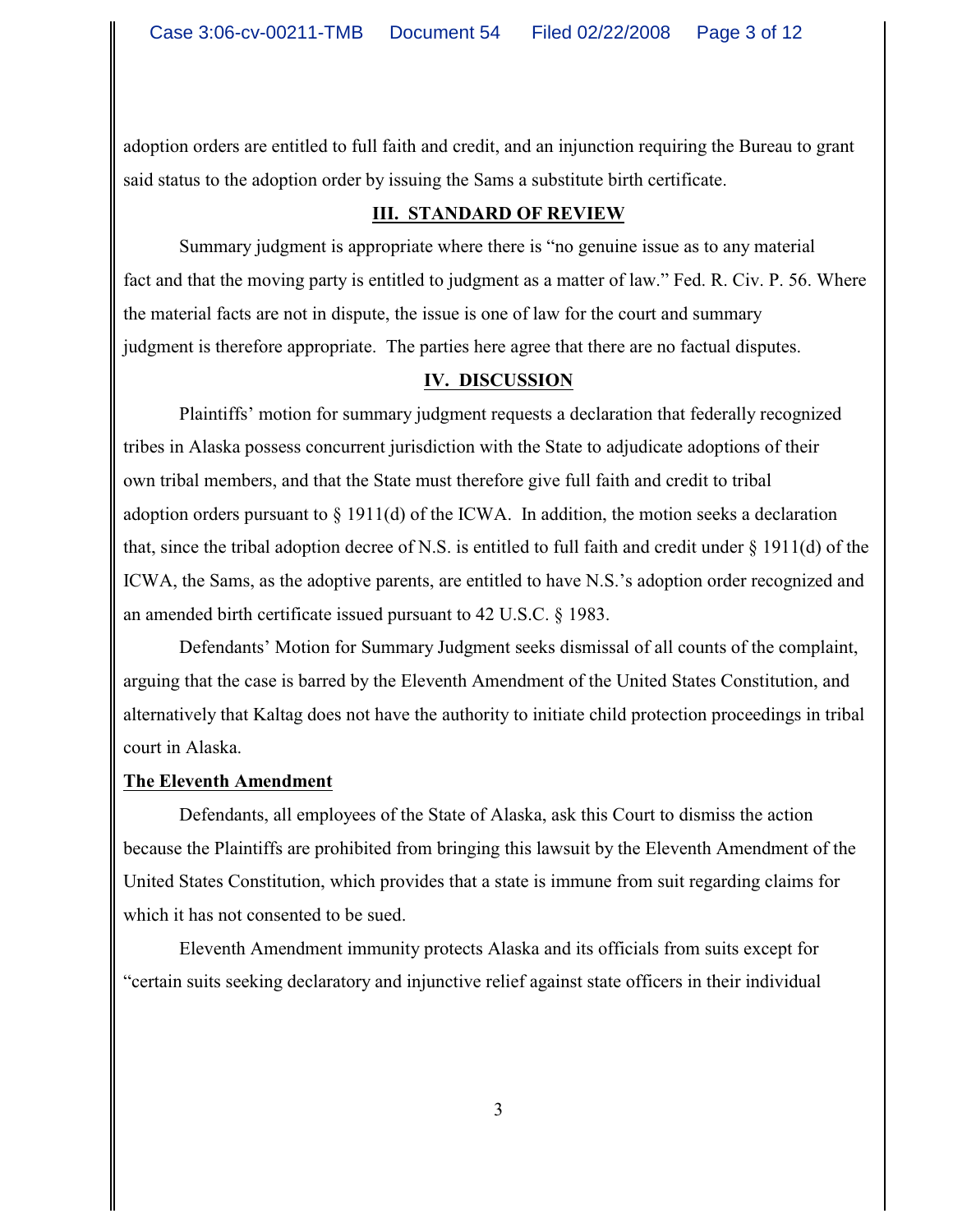adoption orders are entitled to full faith and credit, and an injunction requiring the Bureau to grant said status to the adoption order by issuing the Sams a substitute birth certificate.

## III. STANDARD OF REVIEW

Summary judgment is appropriate where there is "no genuine issue as to any material fact and that the moving party is entitled to judgment as a matter of law." Fed. R. Civ. P. 56. Where the material facts are not in dispute, the issue is one of law for the court and summary judgment is therefore appropriate. The parties here agree that there are no factual disputes.

## IV. DISCUSSION

Plaintiffs' motion for summary judgment requests a declaration that federally recognized tribes in Alaska possess concurrent jurisdiction with the State to adjudicate adoptions of their own tribal members, and that the State must therefore give full faith and credit to tribal adoption orders pursuant to § 1911(d) of the ICWA. In addition, the motion seeks a declaration that, since the tribal adoption decree of N.S. is entitled to full faith and credit under § 1911(d) of the ICWA, the Sams, as the adoptive parents, are entitled to have N.S.'s adoption order recognized and an amended birth certificate issued pursuant to 42 U.S.C. § 1983.

Defendants' Motion for Summary Judgment seeks dismissal of all counts of the complaint, arguing that the case is barred by the Eleventh Amendment of the United States Constitution, and alternatively that Kaltag does not have the authority to initiate child protection proceedings in tribal court in Alaska.

### The Eleventh Amendment

Defendants, all employees of the State of Alaska, ask this Court to dismiss the action because the Plaintiffs are prohibited from bringing this lawsuit by the Eleventh Amendment of the United States Constitution, which provides that a state is immune from suit regarding claims for which it has not consented to be sued.

Eleventh Amendment immunity protects Alaska and its officials from suits except for "certain suits seeking declaratory and injunctive relief against state officers in their individual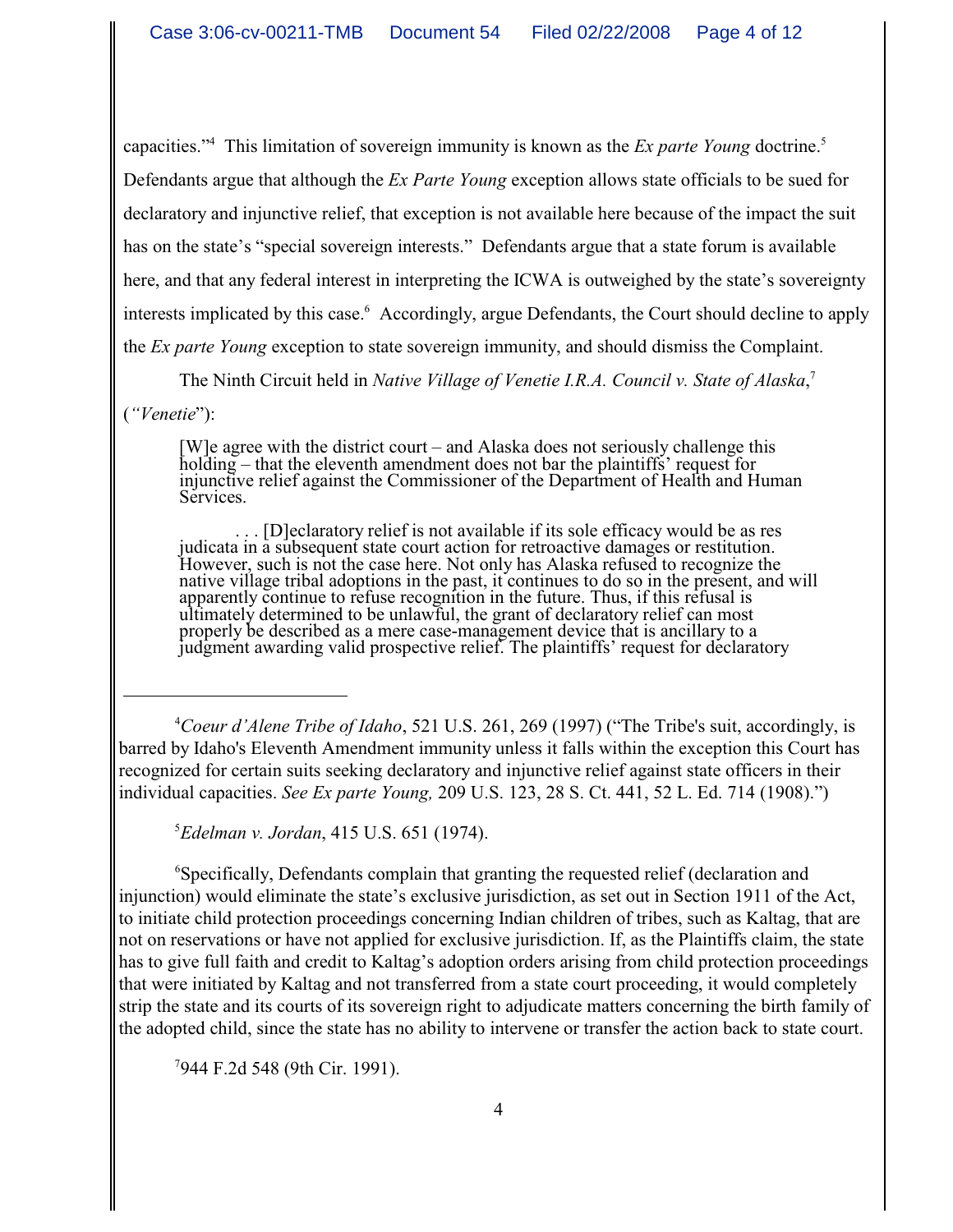capacities."[4] This limitation of sovereign immunity is known as the *Ex parte Young* doctrine.[5] Defendants argue that although the *Ex Parte Young* exception allows state officials to be sued for declaratory and injunctive relief, that exception is not available here because of the impact the suit has on the state's "special sovereign interests." Defendants argue that a state forum is available here, and that any federal interest in interpreting the ICWA is outweighed by the state's sovereignty interests implicated by this case.[6] Accordingly, argue Defendants, the Court should decline to apply the *Ex parte Young* exception to state sovereign immunity, and should dismiss the Complaint.

The Ninth Circuit held in *Native Village of Venetie I.R.A. Council v. State of Alaska*,[7] (*"Venetie*"):

> [W]e agree with the district court – and Alaska does not seriously challenge this holding – that the eleventh amendment does not bar the plaintiffs' request for injunctive relief against the Commissioner of the Department of Health and Human Services.
>
> . . . [D]eclaratory relief is not available if its sole efficacy would be as res judicata in a subsequent state court action for retroactive damages or restitution. However, such is not the case here. Not only has Alaska refused to recognize the native village tribal adoptions in the past, it continues to do so in the present, and will apparently continue to refuse recognition in the future. Thus, if this refusal is ultimately determined to be unlawful, the grant of declaratory relief can most properly be described as a mere case-management device that is ancillary to a judgment awarding valid prospective relief. The plaintiffs' request for declaratory

---

[4]*Coeur d'Alene Tribe of Idaho*, 521 U.S. 261, 269 (1997) ("The Tribe's suit, accordingly, is barred by Idaho's Eleventh Amendment immunity unless it falls within the exception this Court has recognized for certain suits seeking declaratory and injunctive relief against state officers in their individual capacities. *See Ex parte Young,* 209 U.S. 123, 28 S. Ct. 441, 52 L. Ed. 714 (1908).")

[5]*Edelman v. Jordan*, 415 U.S. 651 (1974).

[6]Specifically, Defendants complain that granting the requested relief (declaration and injunction) would eliminate the state's exclusive jurisdiction, as set out in Section 1911 of the Act, to initiate child protection proceedings concerning Indian children of tribes, such as Kaltag, that are not on reservations or have not applied for exclusive jurisdiction. If, as the Plaintiffs claim, the state has to give full faith and credit to Kaltag's adoption orders arising from child protection proceedings that were initiated by Kaltag and not transferred from a state court proceeding, it would completely strip the state and its courts of its sovereign right to adjudicate matters concerning the birth family of the adopted child, since the state has no ability to intervene or transfer the action back to state court.

[7]944 F.2d 548 (9th Cir. 1991).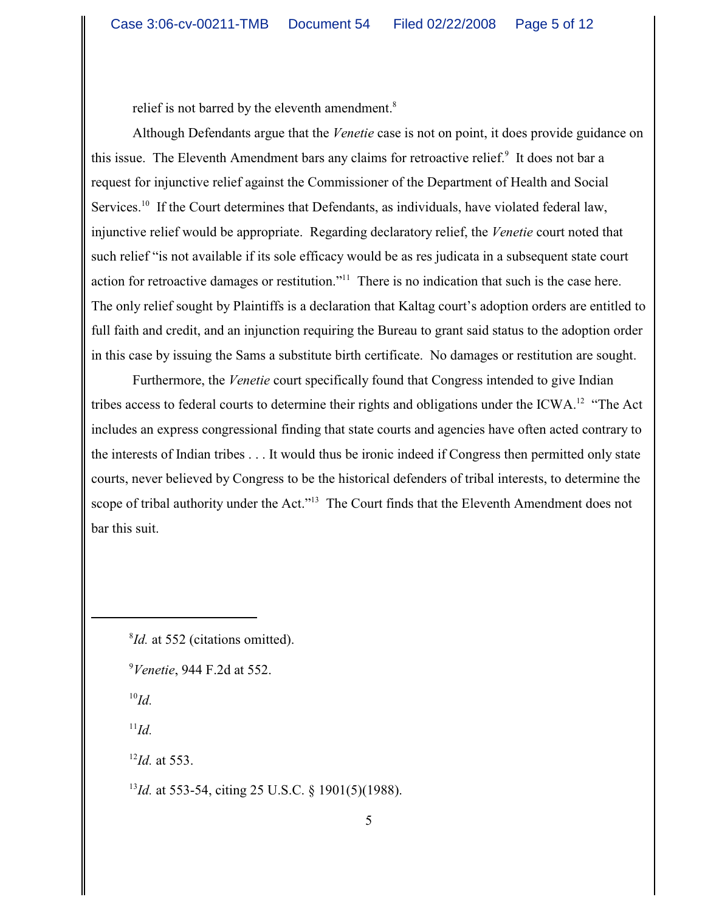relief is not barred by the eleventh amendment.[8]

Although Defendants argue that the *Venetie* case is not on point, it does provide guidance on this issue. The Eleventh Amendment bars any claims for retroactive relief.[9] It does not bar a request for injunctive relief against the Commissioner of the Department of Health and Social Services.[10] If the Court determines that Defendants, as individuals, have violated federal law, injunctive relief would be appropriate. Regarding declaratory relief, the *Venetie* court noted that such relief "is not available if its sole efficacy would be as res judicata in a subsequent state court action for retroactive damages or restitution."[11] There is no indication that such is the case here. The only relief sought by Plaintiffs is a declaration that Kaltag court's adoption orders are entitled to full faith and credit, and an injunction requiring the Bureau to grant said status to the adoption order in this case by issuing the Sams a substitute birth certificate. No damages or restitution are sought.

Furthermore, the *Venetie* court specifically found that Congress intended to give Indian tribes access to federal courts to determine their rights and obligations under the ICWA.[12] "The Act includes an express congressional finding that state courts and agencies have often acted contrary to the interests of Indian tribes . . . It would thus be ironic indeed if Congress then permitted only state courts, never believed by Congress to be the historical defenders of tribal interests, to determine the scope of tribal authority under the Act."[13] The Court finds that the Eleventh Amendment does not bar this suit.

---

[8] *Id.* at 552 (citations omitted).

[9] *Venetie*, 944 F.2d at 552.

[10] *Id.*

[11] *Id.*

[12] *Id.* at 553.

[13] *Id.* at 553-54, citing 25 U.S.C. § 1901(5)(1988).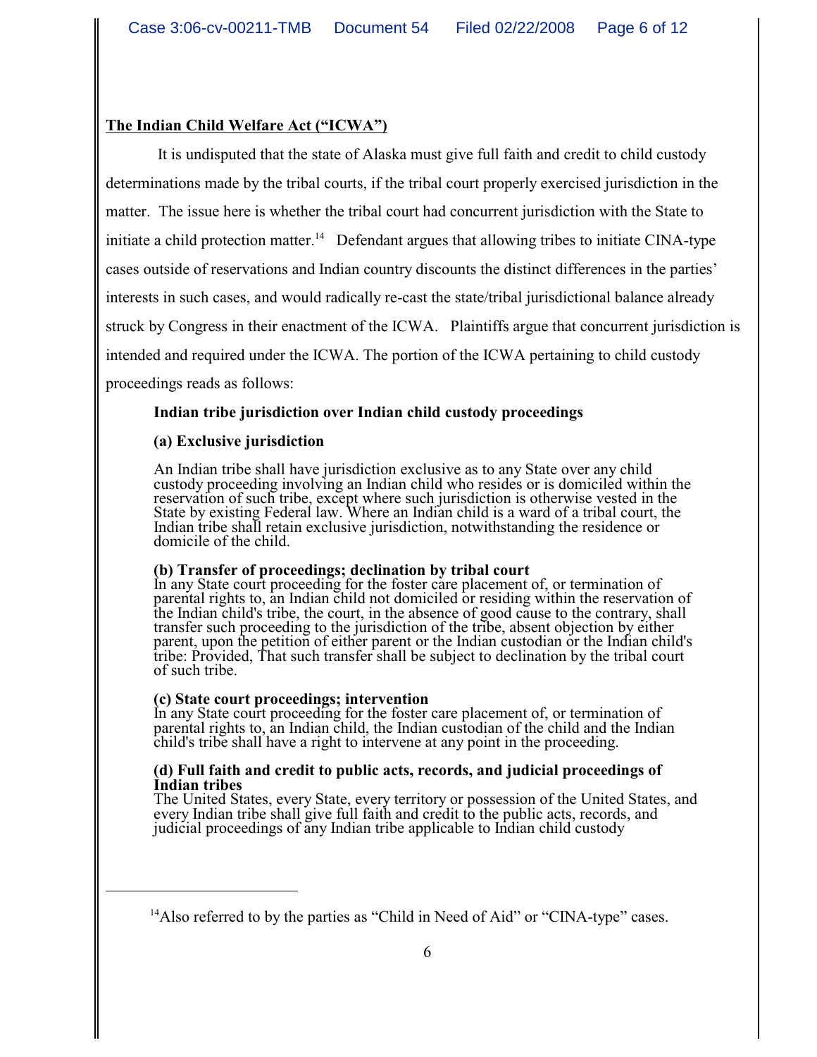**The Indian Child Welfare Act ("ICWA")**

It is undisputed that the state of Alaska must give full faith and credit to child custody determinations made by the tribal courts, if the tribal court properly exercised jurisdiction in the matter. The issue here is whether the tribal court had concurrent jurisdiction with the State to initiate a child protection matter.[14] Defendant argues that allowing tribes to initiate CINA-type cases outside of reservations and Indian country discounts the distinct differences in the parties' interests in such cases, and would radically re-cast the state/tribal jurisdictional balance already struck by Congress in their enactment of the ICWA. Plaintiffs argue that concurrent jurisdiction is intended and required under the ICWA. The portion of the ICWA pertaining to child custody proceedings reads as follows:

> **Indian tribe jurisdiction over Indian child custody proceedings**
>
> **(a) Exclusive jurisdiction**
>
> An Indian tribe shall have jurisdiction exclusive as to any State over any child custody proceeding involving an Indian child who resides or is domiciled within the reservation of such tribe, except where such jurisdiction is otherwise vested in the State by existing Federal law. Where an Indian child is a ward of a tribal court, the Indian tribe shall retain exclusive jurisdiction, notwithstanding the residence or domicile of the child.
>
> **(b) Transfer of proceedings; declination by tribal court**
> In any State court proceeding for the foster care placement of, or termination of parental rights to, an Indian child not domiciled or residing within the reservation of the Indian child's tribe, the court, in the absence of good cause to the contrary, shall transfer such proceeding to the jurisdiction of the tribe, absent objection by either parent, upon the petition of either parent or the Indian custodian or the Indian child's tribe: Provided, That such transfer shall be subject to declination by the tribal court of such tribe.
>
> **(c) State court proceedings; intervention**
> In any State court proceeding for the foster care placement of, or termination of parental rights to, an Indian child, the Indian custodian of the child and the Indian child's tribe shall have a right to intervene at any point in the proceeding.
>
> **(d) Full faith and credit to public acts, records, and judicial proceedings of Indian tribes**
> The United States, every State, every territory or possession of the United States, and every Indian tribe shall give full faith and credit to the public acts, records, and judicial proceedings of any Indian tribe applicable to Indian child custody

---

[14] Also referred to by the parties as "Child in Need of Aid" or "CINA-type" cases.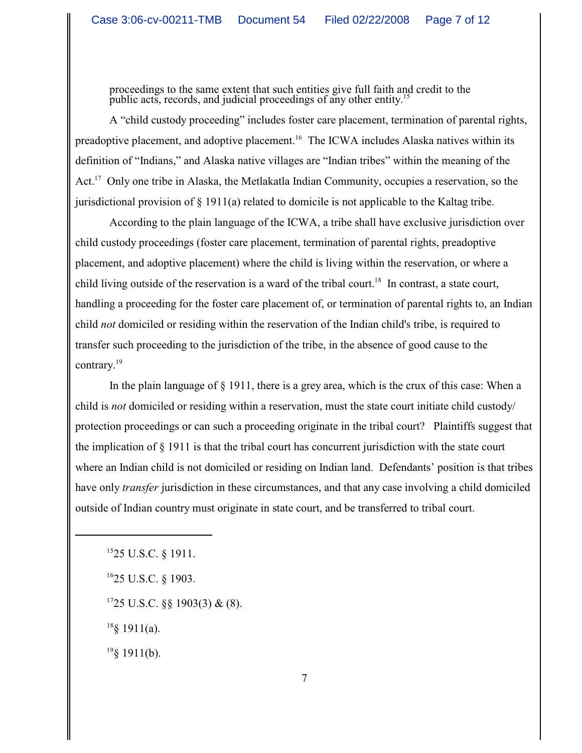proceedings to the same extent that such entities give full faith and credit to the public acts, records, and judicial proceedings of any other entity.[15]

A "child custody proceeding" includes foster care placement, termination of parental rights, preadoptive placement, and adoptive placement.[16] The ICWA includes Alaska natives within its definition of "Indians," and Alaska native villages are "Indian tribes" within the meaning of the Act.[17] Only one tribe in Alaska, the Metlakatla Indian Community, occupies a reservation, so the jurisdictional provision of § 1911(a) related to domicile is not applicable to the Kaltag tribe.

According to the plain language of the ICWA, a tribe shall have exclusive jurisdiction over child custody proceedings (foster care placement, termination of parental rights, preadoptive placement, and adoptive placement) where the child is living within the reservation, or where a child living outside of the reservation is a ward of the tribal court.[18] In contrast, a state court, handling a proceeding for the foster care placement of, or termination of parental rights to, an Indian child *not* domiciled or residing within the reservation of the Indian child's tribe, is required to transfer such proceeding to the jurisdiction of the tribe, in the absence of good cause to the contrary.[19]

In the plain language of § 1911, there is a grey area, which is the crux of this case: When a child is *not* domiciled or residing within a reservation, must the state court initiate child custody/ protection proceedings or can such a proceeding originate in the tribal court? Plaintiffs suggest that the implication of § 1911 is that the tribal court has concurrent jurisdiction with the state court where an Indian child is not domiciled or residing on Indian land. Defendants' position is that tribes have only *transfer* jurisdiction in these circumstances, and that any case involving a child domiciled outside of Indian country must originate in state court, and be transferred to tribal court.

---

[15] 25 U.S.C. § 1911.

[16] 25 U.S.C. § 1903.

[17] 25 U.S.C. §§ 1903(3) & (8).

[18] § 1911(a).

[19] § 1911(b).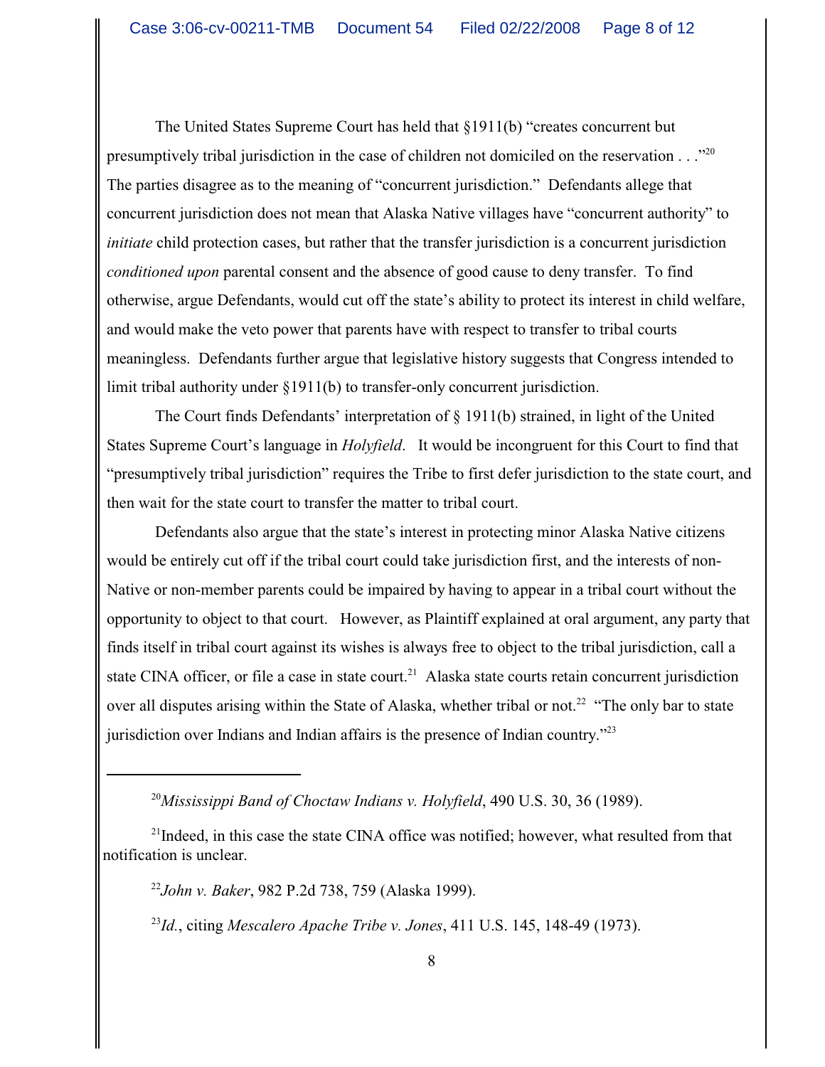The United States Supreme Court has held that §1911(b) "creates concurrent but presumptively tribal jurisdiction in the case of children not domiciled on the reservation . . ."[20] The parties disagree as to the meaning of "concurrent jurisdiction." Defendants allege that concurrent jurisdiction does not mean that Alaska Native villages have "concurrent authority" to *initiate* child protection cases, but rather that the transfer jurisdiction is a concurrent jurisdiction *conditioned upon* parental consent and the absence of good cause to deny transfer. To find otherwise, argue Defendants, would cut off the state's ability to protect its interest in child welfare, and would make the veto power that parents have with respect to transfer to tribal courts meaningless. Defendants further argue that legislative history suggests that Congress intended to limit tribal authority under §1911(b) to transfer-only concurrent jurisdiction.

The Court finds Defendants' interpretation of § 1911(b) strained, in light of the United States Supreme Court's language in *Holyfield*. It would be incongruent for this Court to find that "presumptively tribal jurisdiction" requires the Tribe to first defer jurisdiction to the state court, and then wait for the state court to transfer the matter to tribal court.

Defendants also argue that the state's interest in protecting minor Alaska Native citizens would be entirely cut off if the tribal court could take jurisdiction first, and the interests of non-Native or non-member parents could be impaired by having to appear in a tribal court without the opportunity to object to that court. However, as Plaintiff explained at oral argument, any party that finds itself in tribal court against its wishes is always free to object to the tribal jurisdiction, call a state CINA officer, or file a case in state court.[21] Alaska state courts retain concurrent jurisdiction over all disputes arising within the State of Alaska, whether tribal or not.[22] "The only bar to state jurisdiction over Indians and Indian affairs is the presence of Indian country."[23]

---

[20] *Mississippi Band of Choctaw Indians v. Holyfield*, 490 U.S. 30, 36 (1989).

[21] Indeed, in this case the state CINA office was notified; however, what resulted from that notification is unclear.

[22] *John v. Baker*, 982 P.2d 738, 759 (Alaska 1999).

[23] *Id.*, citing *Mescalero Apache Tribe v. Jones*, 411 U.S. 145, 148-49 (1973).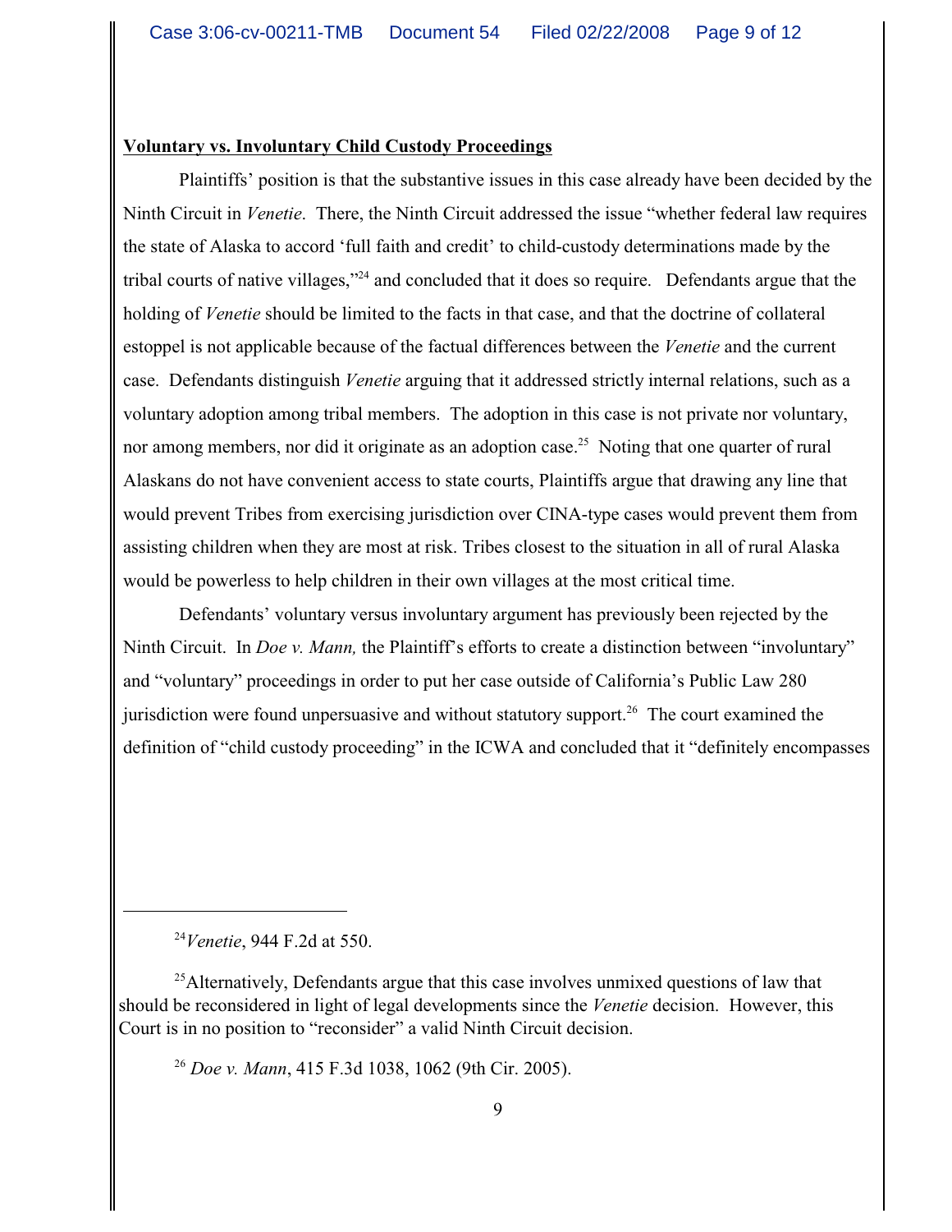**Voluntary vs. Involuntary Child Custody Proceedings**

Plaintiffs' position is that the substantive issues in this case already have been decided by the Ninth Circuit in *Venetie*. There, the Ninth Circuit addressed the issue "whether federal law requires the state of Alaska to accord 'full faith and credit' to child-custody determinations made by the tribal courts of native villages,"[24] and concluded that it does so require. Defendants argue that the holding of *Venetie* should be limited to the facts in that case, and that the doctrine of collateral estoppel is not applicable because of the factual differences between the *Venetie* and the current case. Defendants distinguish *Venetie* arguing that it addressed strictly internal relations, such as a voluntary adoption among tribal members. The adoption in this case is not private nor voluntary, nor among members, nor did it originate as an adoption case.[25] Noting that one quarter of rural Alaskans do not have convenient access to state courts, Plaintiffs argue that drawing any line that would prevent Tribes from exercising jurisdiction over CINA-type cases would prevent them from assisting children when they are most at risk. Tribes closest to the situation in all of rural Alaska would be powerless to help children in their own villages at the most critical time.

Defendants' voluntary versus involuntary argument has previously been rejected by the Ninth Circuit. In *Doe v. Mann,* the Plaintiff's efforts to create a distinction between "involuntary" and "voluntary" proceedings in order to put her case outside of California's Public Law 280 jurisdiction were found unpersuasive and without statutory support.[26] The court examined the definition of "child custody proceeding" in the ICWA and concluded that it "definitely encompasses

---

[24] *Venetie*, 944 F.2d at 550.

[25] Alternatively, Defendants argue that this case involves unmixed questions of law that should be reconsidered in light of legal developments since the *Venetie* decision. However, this Court is in no position to "reconsider" a valid Ninth Circuit decision.

[26] *Doe v. Mann*, 415 F.3d 1038, 1062 (9th Cir. 2005).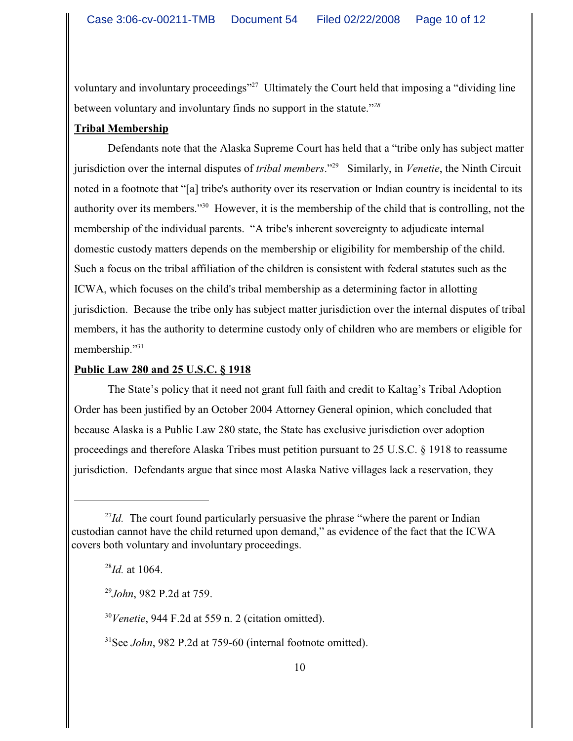voluntary and involuntary proceedings"[27] Ultimately the Court held that imposing a "dividing line between voluntary and involuntary finds no support in the statute."[28]

**Tribal Membership**

Defendants note that the Alaska Supreme Court has held that a "tribe only has subject matter jurisdiction over the internal disputes of *tribal members*."[29] Similarly, in *Venetie*, the Ninth Circuit noted in a footnote that "[a] tribe's authority over its reservation or Indian country is incidental to its authority over its members."[30] However, it is the membership of the child that is controlling, not the membership of the individual parents. "A tribe's inherent sovereignty to adjudicate internal domestic custody matters depends on the membership or eligibility for membership of the child. Such a focus on the tribal affiliation of the children is consistent with federal statutes such as the ICWA, which focuses on the child's tribal membership as a determining factor in allotting jurisdiction. Because the tribe only has subject matter jurisdiction over the internal disputes of tribal members, it has the authority to determine custody only of children who are members or eligible for membership."[31]

**Public Law 280 and 25 U.S.C. § 1918**

The State's policy that it need not grant full faith and credit to Kaltag's Tribal Adoption Order has been justified by an October 2004 Attorney General opinion, which concluded that because Alaska is a Public Law 280 state, the State has exclusive jurisdiction over adoption proceedings and therefore Alaska Tribes must petition pursuant to 25 U.S.C. § 1918 to reassume jurisdiction. Defendants argue that since most Alaska Native villages lack a reservation, they

---

[27] *Id.* The court found particularly persuasive the phrase "where the parent or Indian custodian cannot have the child returned upon demand," as evidence of the fact that the ICWA covers both voluntary and involuntary proceedings.

[28] *Id.* at 1064.

[29] *John*, 982 P.2d at 759.

[30] *Venetie*, 944 F.2d at 559 n. 2 (citation omitted).

[31] See *John*, 982 P.2d at 759-60 (internal footnote omitted).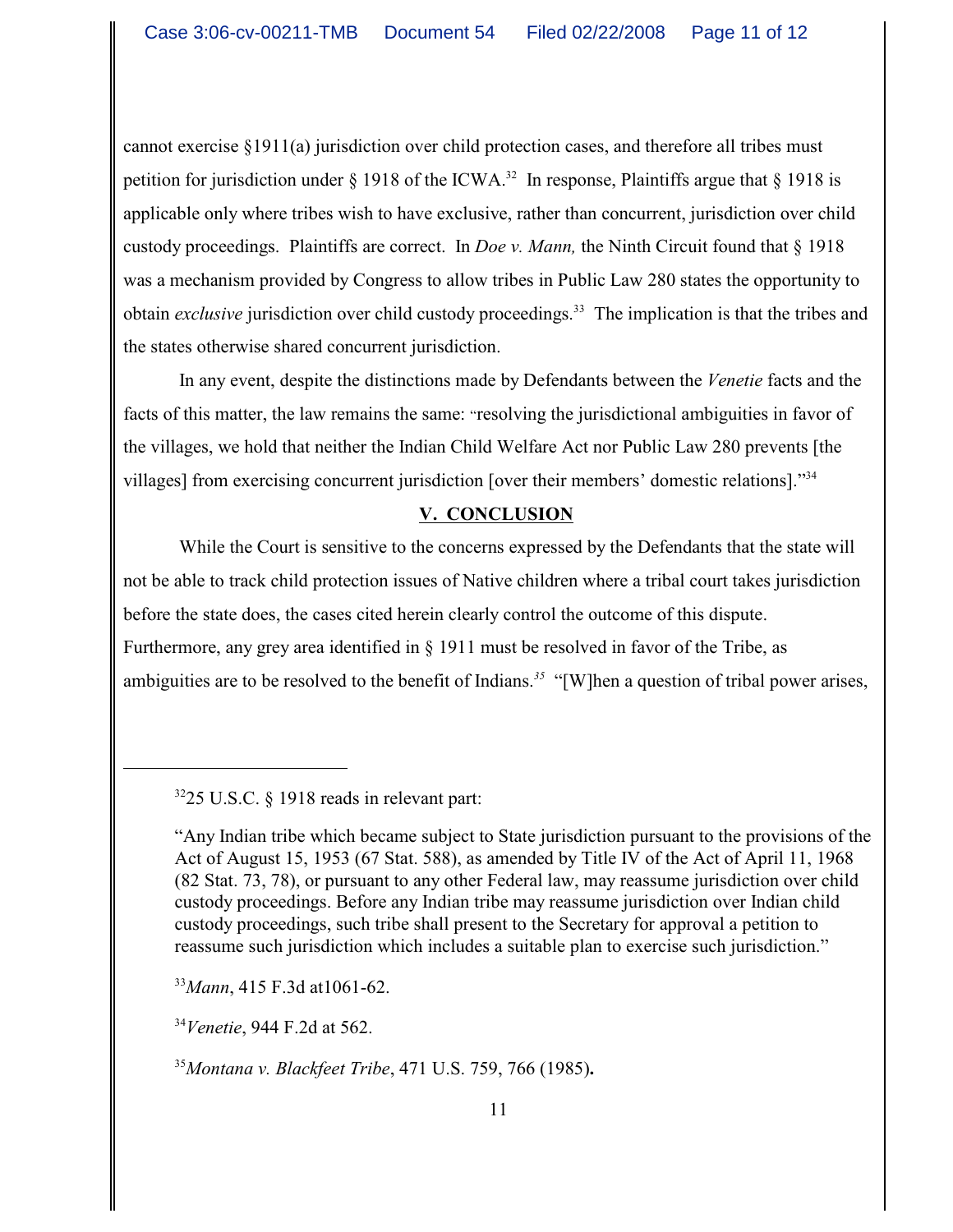cannot exercise §1911(a) jurisdiction over child protection cases, and therefore all tribes must petition for jurisdiction under § 1918 of the ICWA.[32] In response, Plaintiffs argue that § 1918 is applicable only where tribes wish to have exclusive, rather than concurrent, jurisdiction over child custody proceedings. Plaintiffs are correct. In *Doe v. Mann,* the Ninth Circuit found that § 1918 was a mechanism provided by Congress to allow tribes in Public Law 280 states the opportunity to obtain *exclusive* jurisdiction over child custody proceedings.[33] The implication is that the tribes and the states otherwise shared concurrent jurisdiction.

In any event, despite the distinctions made by Defendants between the *Venetie* facts and the facts of this matter, the law remains the same: "resolving the jurisdictional ambiguities in favor of the villages, we hold that neither the Indian Child Welfare Act nor Public Law 280 prevents [the villages] from exercising concurrent jurisdiction [over their members' domestic relations]."[34]

## V. CONCLUSION

While the Court is sensitive to the concerns expressed by the Defendants that the state will not be able to track child protection issues of Native children where a tribal court takes jurisdiction before the state does, the cases cited herein clearly control the outcome of this dispute. Furthermore, any grey area identified in § 1911 must be resolved in favor of the Tribe, as ambiguities are to be resolved to the benefit of Indians.[35] "[W]hen a question of tribal power arises,

---

[32] 25 U.S.C. § 1918 reads in relevant part:

> "Any Indian tribe which became subject to State jurisdiction pursuant to the provisions of the Act of August 15, 1953 (67 Stat. 588), as amended by Title IV of the Act of April 11, 1968 (82 Stat. 73, 78), or pursuant to any other Federal law, may reassume jurisdiction over child custody proceedings. Before any Indian tribe may reassume jurisdiction over Indian child custody proceedings, such tribe shall present to the Secretary for approval a petition to reassume such jurisdiction which includes a suitable plan to exercise such jurisdiction."

[33] *Mann*, 415 F.3d at1061-62.

[34] *Venetie*, 944 F.2d at 562.

[35] *Montana v. Blackfeet Tribe*, 471 U.S. 759, 766 (1985).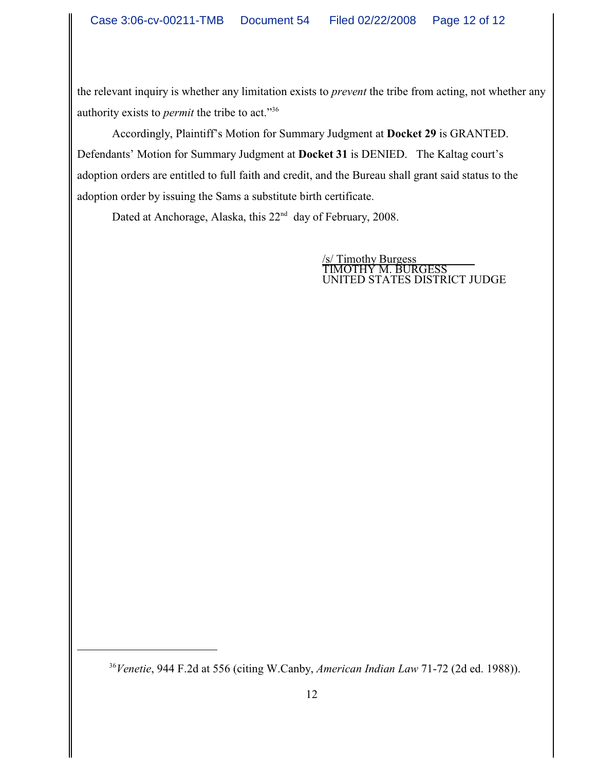the relevant inquiry is whether any limitation exists to *prevent* the tribe from acting, not whether any authority exists to *permit* the tribe to act."[36]

Accordingly, Plaintiff's Motion for Summary Judgment at **Docket 29** is GRANTED. Defendants' Motion for Summary Judgment at **Docket 31** is DENIED. The Kaltag court's adoption orders are entitled to full faith and credit, and the Bureau shall grant said status to the adoption order by issuing the Sams a substitute birth certificate.

Dated at Anchorage, Alaska, this 22nd day of February, 2008.

/s/ Timothy Burgess
TIMOTHY M. BURGESS
UNITED STATES DISTRICT JUDGE

---

[36] *Venetie*, 944 F.2d at 556 (citing W.Canby, *American Indian Law* 71-72 (2d ed. 1988)).